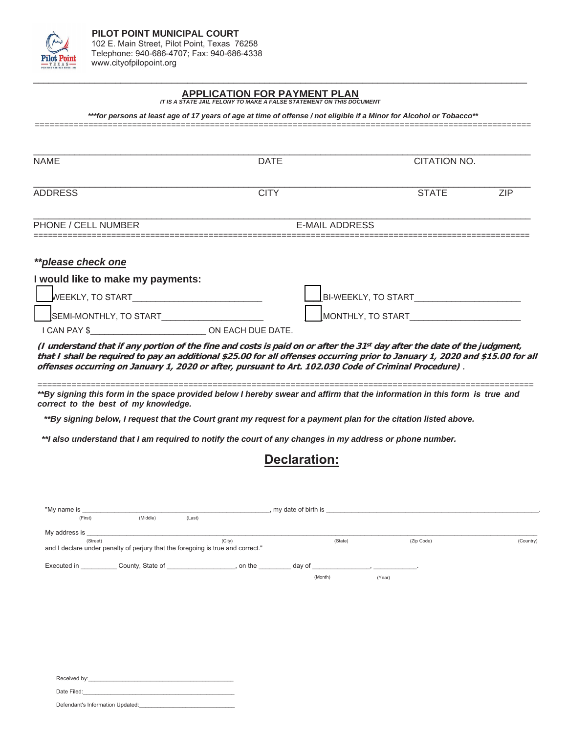**PILOT POINT MUNICIPAL COURT**
102 E. Main Street, Pilot Point, Texas 76258
Telephone: 940-686-4707; Fax: 940-686-4338
www.cityofpilopoint.org

---

# APPLICATION FOR PAYMENT PLAN

***IT IS A STATE JAIL FELONY TO MAKE A FALSE STATEMENT ON THIS DOCUMENT***

***\*\*\*for persons at least age of 17 years of age at time of offense / not eligible if a Minor for Alcohol or Tobacco\*\****

---

NAME ______________________ DATE ______________________ CITATION NO. ______________________

ADDRESS ______________________ CITY ______________________ STATE ________ ZIP ________

PHONE / CELL NUMBER ______________________ E-MAIL ADDRESS ______________________

---

***\*\*please check one***

**I would like to make my payments:**

☐ WEEKLY, TO START___________________________

☐ BI-WEEKLY, TO START______________________

☐ SEMI-MONTHLY, TO START_____________________

☐ MONTHLY, TO START______________________

I CAN PAY $________________________ ON EACH DUE DATE.

***(I understand that if any portion of the fine and costs is paid on or after the 31st day after the date of the judgment, that I shall be required to pay an additional $25.00 for all offenses occurring prior to January 1, 2020 and $15.00 for all offenses occurring on January 1, 2020 or after, pursuant to Art. 102.030 Code of Criminal Procedure)*** .

---

***\*\*By signing this form in the space provided below I hereby swear and affirm that the information in this form is true and correct to the best of my knowledge.***

***\*\*By signing below, I request that the Court grant my request for a payment plan for the citation listed above.***

***\*\*I also understand that I am required to notify the court of any changes in my address or phone number.***

## Declaration:

"My name is ______________________________________________, my date of birth is ______________________________________________.
(First) (Middle) (Last)

My address is ______________________________________________________________________________________________
(Street) (City) (State) (Zip Code) (Country)

and I declare under penalty of perjury that the foregoing is true and correct."

Executed in _________ County, State of _________________, on the ________ day of _______________, ___________.
(Month) (Year)

Received by:________________________________________

Date Filed:_________________________________________

Defendant's Information Updated:____________________________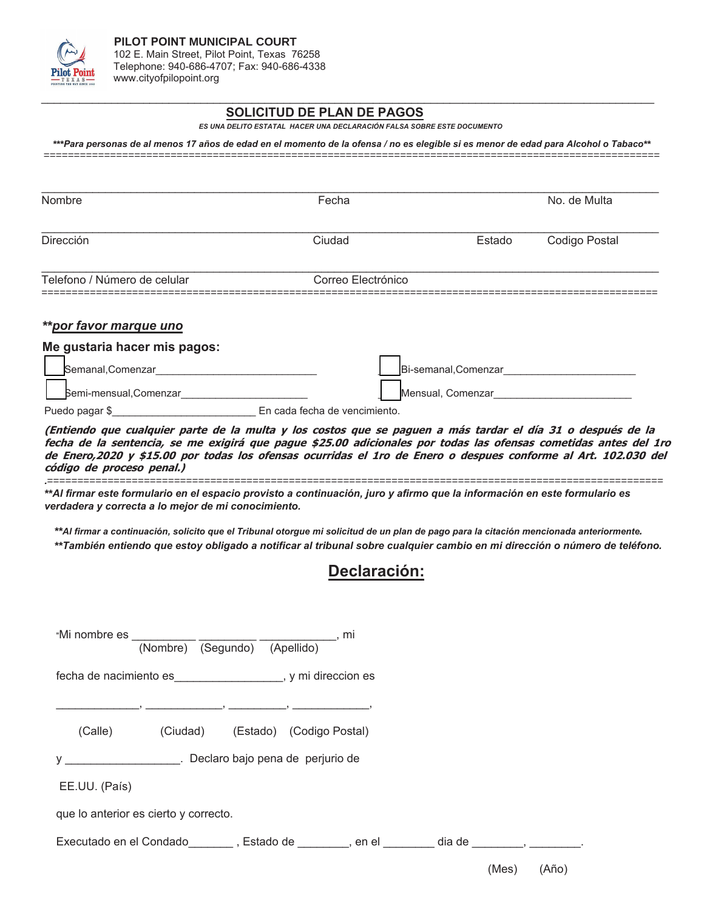**PILOT POINT MUNICIPAL COURT**
102 E. Main Street, Pilot Point, Texas 76258
Telephone: 940-686-4707; Fax: 940-686-4338
www.cityofpilopoint.org

## SOLICITUD DE PLAN DE PAGOS

*ES UNA DELITO ESTATAL HACER UNA DECLARACIÓN FALSA SOBRE ESTE DOCUMENTO*

***\*\*\*Para personas de al menos 17 años de edad en el momento de la ofensa / no es elegible si es menor de edad para Alcohol o Tabaco\*\****

===================================================================================================

Nombre ____________________ Fecha ____________________ No. de Multa ____________________

Dirección ____________________ Ciudad ____________________ Estado ________ Codigo Postal ____________________

Telefono / Número de celular ____________________ Correo Electrónico ____________________

===================================================================================================

***\*\*por favor marque uno***

**Me gustaria hacer mis pagos:**

☐ Semanal,Comenzar____________________________ ☐ Bi-semanal,Comenzar________________________

☐ Semi-mensual,Comenzar______________________ ☐ Mensual, Comenzar________________________

Puedo pagar $_________________________ En cada fecha de vencimiento.

***(Entiendo que cualquier parte de la multa y los costos que se paguen a más tardar el día 31 o después de la fecha de la sentencia, se me exigirá que pague $25.00 adicionales por todas las ofensas cometidas antes del 1ro de Enero,2020 y $15.00 por todas los ofensas ocurridas el 1ro de Enero o despues conforme al Art. 102.030 del código de proceso penal.)***

===================================================================================================

***\*\*Al firmar este formulario en el espacio provisto a continuación, juro y afirmo que la información en este formulario es verdadera y correcta a lo mejor de mi conocimiento.***

***\*\*Al firmar a continuación, solicito que el Tribunal otorgue mi solicitud de un plan de pago para la citación mencionada anteriormente.***
***\*\*También entiendo que estoy obligado a notificar al tribunal sobre cualquier cambio en mi dirección o número de teléfono.***

## Declaración:

"Mi nombre es __________ _________ ____________, mi
(Nombre) (Segundo) (Apellido)

fecha de nacimiento es_________________, y mi direccion es

_____________, ____________, _________, ____________,

(Calle) (Ciudad) (Estado) (Codigo Postal)

y __________________. Declaro bajo pena de perjurio de

EE.UU. (País)

que lo anterior es cierto y correcto.

Executado en el Condado_______ , Estado de ________, en el ________ dia de ________, ________.

(Mes) (Año)